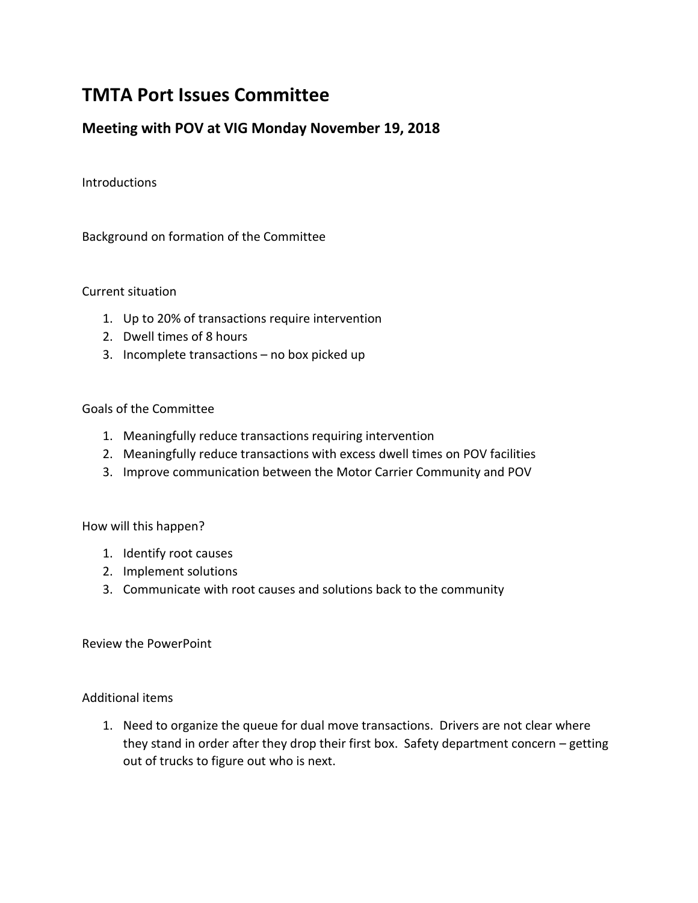# TMTA Port Issues Committee

## Meeting with POV at VIG Monday November 19, 2018

Introductions

Background on formation of the Committee

Current situation

1. Up to 20% of transactions require intervention
2. Dwell times of 8 hours
3. Incomplete transactions – no box picked up

Goals of the Committee

1. Meaningfully reduce transactions requiring intervention
2. Meaningfully reduce transactions with excess dwell times on POV facilities
3. Improve communication between the Motor Carrier Community and POV

How will this happen?

1. Identify root causes
2. Implement solutions
3. Communicate with root causes and solutions back to the community

Review the PowerPoint

Additional items

1. Need to organize the queue for dual move transactions. Drivers are not clear where they stand in order after they drop their first box. Safety department concern – getting out of trucks to figure out who is next.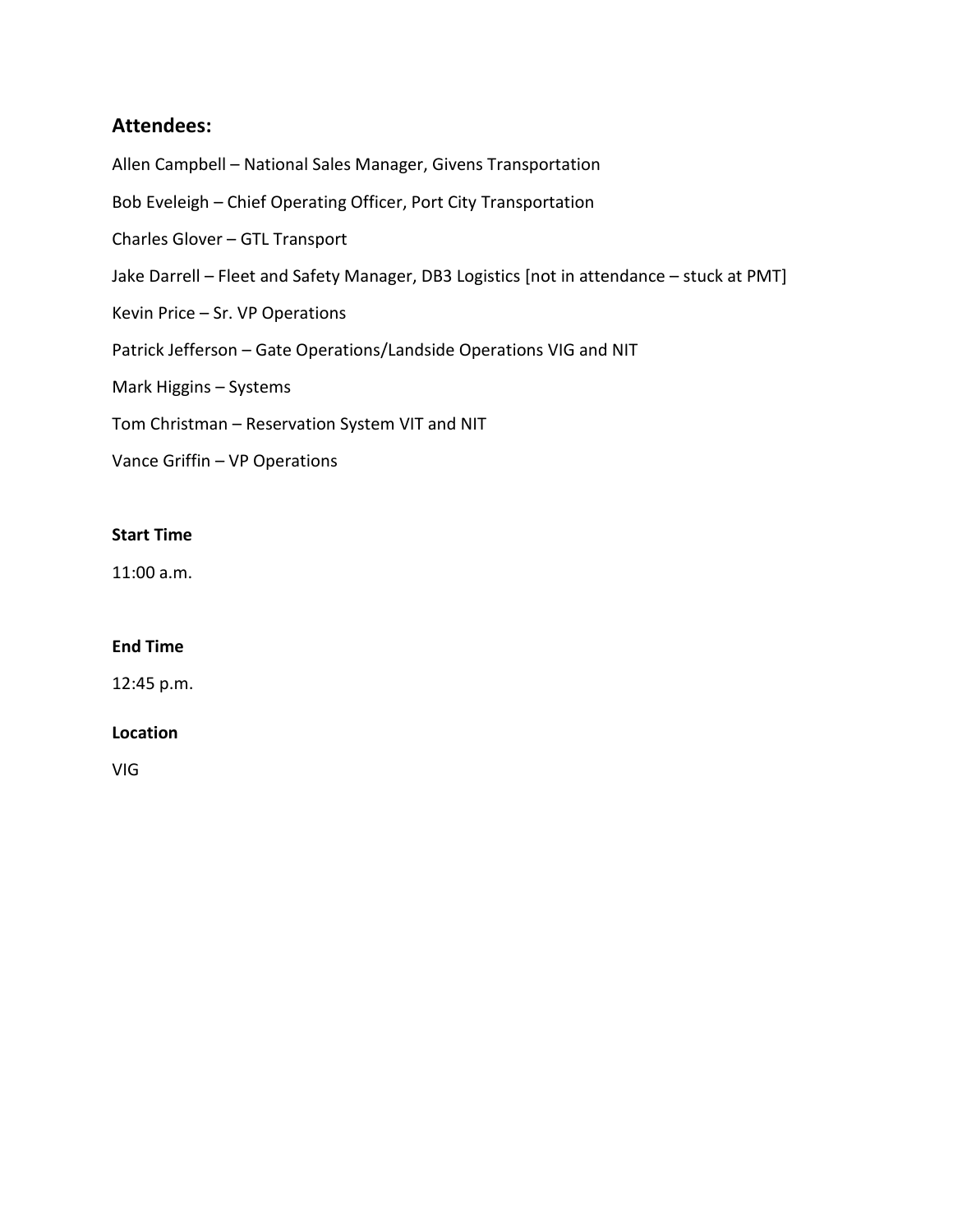## Attendees:

Allen Campbell – National Sales Manager, Givens Transportation

Bob Eveleigh – Chief Operating Officer, Port City Transportation

Charles Glover – GTL Transport

Jake Darrell – Fleet and Safety Manager, DB3 Logistics [not in attendance – stuck at PMT]

Kevin Price – Sr. VP Operations

Patrick Jefferson – Gate Operations/Landside Operations VIG and NIT

Mark Higgins – Systems

Tom Christman – Reservation System VIT and NIT

Vance Griffin – VP Operations

**Start Time**

11:00 a.m.

**End Time**

12:45 p.m.

**Location**

VIG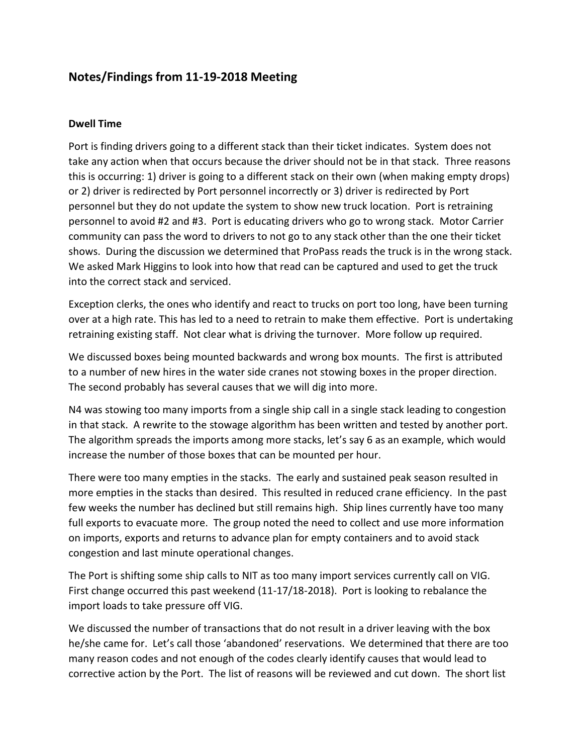## Notes/Findings from 11-19-2018 Meeting

### Dwell Time

Port is finding drivers going to a different stack than their ticket indicates. System does not take any action when that occurs because the driver should not be in that stack. Three reasons this is occurring: 1) driver is going to a different stack on their own (when making empty drops) or 2) driver is redirected by Port personnel incorrectly or 3) driver is redirected by Port personnel but they do not update the system to show new truck location. Port is retraining personnel to avoid #2 and #3. Port is educating drivers who go to wrong stack. Motor Carrier community can pass the word to drivers to not go to any stack other than the one their ticket shows. During the discussion we determined that ProPass reads the truck is in the wrong stack. We asked Mark Higgins to look into how that read can be captured and used to get the truck into the correct stack and serviced.

Exception clerks, the ones who identify and react to trucks on port too long, have been turning over at a high rate. This has led to a need to retrain to make them effective. Port is undertaking retraining existing staff. Not clear what is driving the turnover. More follow up required.

We discussed boxes being mounted backwards and wrong box mounts. The first is attributed to a number of new hires in the water side cranes not stowing boxes in the proper direction. The second probably has several causes that we will dig into more.

N4 was stowing too many imports from a single ship call in a single stack leading to congestion in that stack. A rewrite to the stowage algorithm has been written and tested by another port. The algorithm spreads the imports among more stacks, let's say 6 as an example, which would increase the number of those boxes that can be mounted per hour.

There were too many empties in the stacks. The early and sustained peak season resulted in more empties in the stacks than desired. This resulted in reduced crane efficiency. In the past few weeks the number has declined but still remains high. Ship lines currently have too many full exports to evacuate more. The group noted the need to collect and use more information on imports, exports and returns to advance plan for empty containers and to avoid stack congestion and last minute operational changes.

The Port is shifting some ship calls to NIT as too many import services currently call on VIG. First change occurred this past weekend (11-17/18-2018). Port is looking to rebalance the import loads to take pressure off VIG.

We discussed the number of transactions that do not result in a driver leaving with the box he/she came for. Let's call those 'abandoned' reservations. We determined that there are too many reason codes and not enough of the codes clearly identify causes that would lead to corrective action by the Port. The list of reasons will be reviewed and cut down. The short list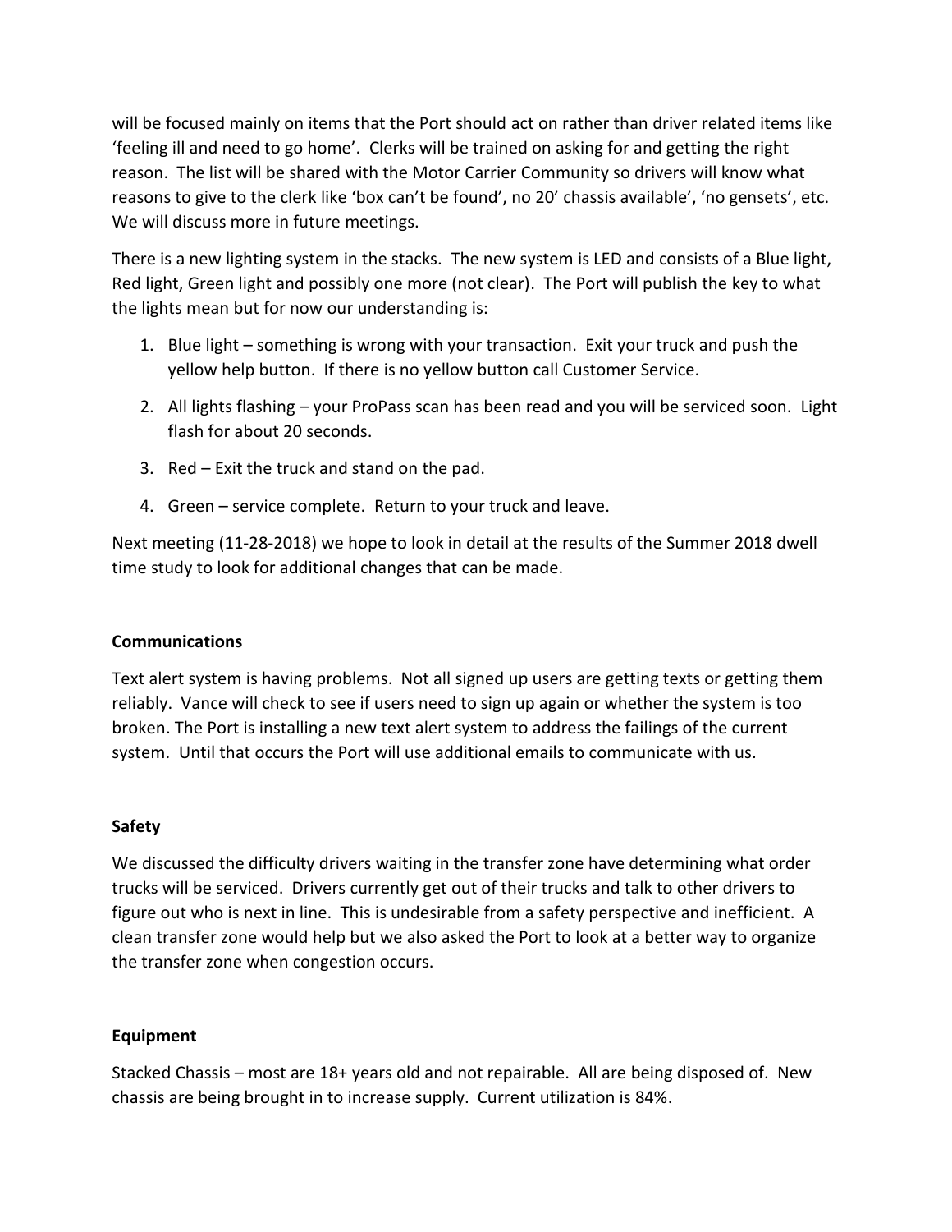will be focused mainly on items that the Port should act on rather than driver related items like 'feeling ill and need to go home'. Clerks will be trained on asking for and getting the right reason. The list will be shared with the Motor Carrier Community so drivers will know what reasons to give to the clerk like 'box can't be found', no 20' chassis available', 'no gensets', etc. We will discuss more in future meetings.

There is a new lighting system in the stacks. The new system is LED and consists of a Blue light, Red light, Green light and possibly one more (not clear). The Port will publish the key to what the lights mean but for now our understanding is:

1. Blue light – something is wrong with your transaction. Exit your truck and push the yellow help button. If there is no yellow button call Customer Service.
2. All lights flashing – your ProPass scan has been read and you will be serviced soon. Light flash for about 20 seconds.
3. Red – Exit the truck and stand on the pad.
4. Green – service complete. Return to your truck and leave.

Next meeting (11-28-2018) we hope to look in detail at the results of the Summer 2018 dwell time study to look for additional changes that can be made.

**Communications**

Text alert system is having problems. Not all signed up users are getting texts or getting them reliably. Vance will check to see if users need to sign up again or whether the system is too broken. The Port is installing a new text alert system to address the failings of the current system. Until that occurs the Port will use additional emails to communicate with us.

**Safety**

We discussed the difficulty drivers waiting in the transfer zone have determining what order trucks will be serviced. Drivers currently get out of their trucks and talk to other drivers to figure out who is next in line. This is undesirable from a safety perspective and inefficient. A clean transfer zone would help but we also asked the Port to look at a better way to organize the transfer zone when congestion occurs.

**Equipment**

Stacked Chassis – most are 18+ years old and not repairable. All are being disposed of. New chassis are being brought in to increase supply. Current utilization is 84%.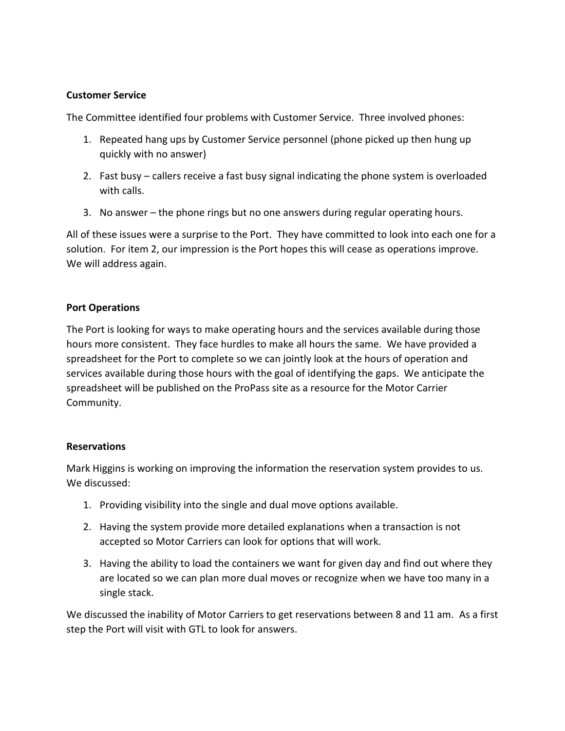**Customer Service**

The Committee identified four problems with Customer Service. Three involved phones:

1. Repeated hang ups by Customer Service personnel (phone picked up then hung up quickly with no answer)
2. Fast busy – callers receive a fast busy signal indicating the phone system is overloaded with calls.
3. No answer – the phone rings but no one answers during regular operating hours.

All of these issues were a surprise to the Port. They have committed to look into each one for a solution. For item 2, our impression is the Port hopes this will cease as operations improve. We will address again.

**Port Operations**

The Port is looking for ways to make operating hours and the services available during those hours more consistent. They face hurdles to make all hours the same. We have provided a spreadsheet for the Port to complete so we can jointly look at the hours of operation and services available during those hours with the goal of identifying the gaps. We anticipate the spreadsheet will be published on the ProPass site as a resource for the Motor Carrier Community.

**Reservations**

Mark Higgins is working on improving the information the reservation system provides to us. We discussed:

1. Providing visibility into the single and dual move options available.
2. Having the system provide more detailed explanations when a transaction is not accepted so Motor Carriers can look for options that will work.
3. Having the ability to load the containers we want for given day and find out where they are located so we can plan more dual moves or recognize when we have too many in a single stack.

We discussed the inability of Motor Carriers to get reservations between 8 and 11 am. As a first step the Port will visit with GTL to look for answers.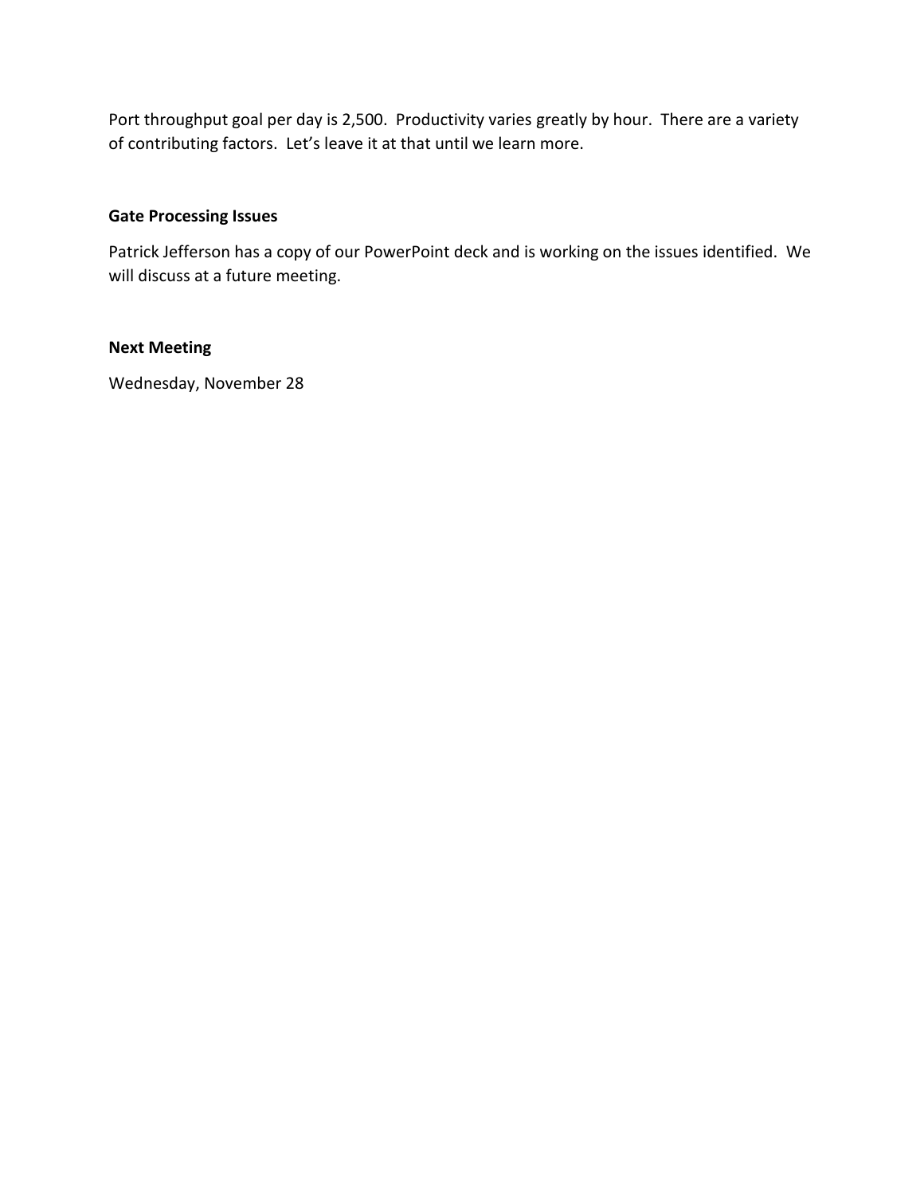Port throughput goal per day is 2,500. Productivity varies greatly by hour. There are a variety of contributing factors. Let's leave it at that until we learn more.

**Gate Processing Issues**

Patrick Jefferson has a copy of our PowerPoint deck and is working on the issues identified. We will discuss at a future meeting.

**Next Meeting**

Wednesday, November 28